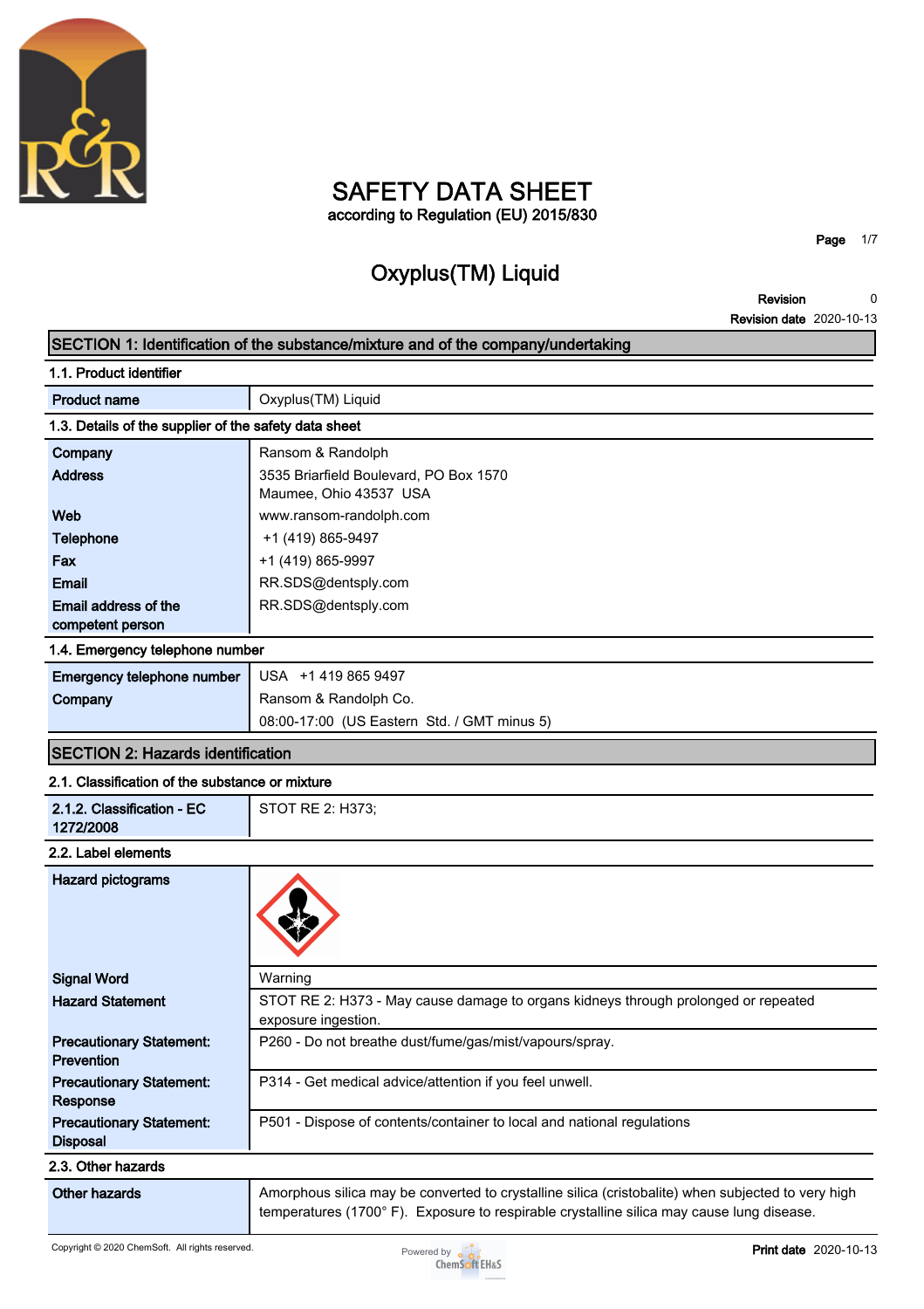# SAFETY DATA SHEET

according to Regulation (EU) 2015/830

## Oxyplus(TM) Liquid

**Revision** 0

**Revision date** 2020-10-13

## SECTION 1: Identification of the substance/mixture and of the company/undertaking

### 1.1. Product identifier

| | |
|---|---|
| **Product name** | Oxyplus(TM) Liquid |

### 1.3. Details of the supplier of the safety data sheet

| | |
|---|---|
| **Company** | Ransom & Randolph |
| **Address** | 3535 Briarfield Boulevard, PO Box 1570<br>Maumee, Ohio 43537 USA |
| **Web** | www.ransom-randolph.com |
| **Telephone** | +1 (419) 865-9497 |
| **Fax** | +1 (419) 865-9997 |
| **Email** | RR.SDS@dentsply.com |
| **Email address of the competent person** | RR.SDS@dentsply.com |

### 1.4. Emergency telephone number

| | |
|---|---|
| **Emergency telephone number** | USA +1 419 865 9497 |
| **Company** | Ransom & Randolph Co.<br>08:00-17:00 (US Eastern Std. / GMT minus 5) |

## SECTION 2: Hazards identification

### 2.1. Classification of the substance or mixture

| | |
|---|---|
| **2.1.2. Classification - EC 1272/2008** | STOT RE 2: H373; |

### 2.2. Label elements

| | |
|---|---|
| **Hazard pictograms** | |
| **Signal Word** | Warning |
| **Hazard Statement** | STOT RE 2: H373 - May cause damage to organs kidneys through prolonged or repeated exposure ingestion. |
| **Precautionary Statement: Prevention** | P260 - Do not breathe dust/fume/gas/mist/vapours/spray. |
| **Precautionary Statement: Response** | P314 - Get medical advice/attention if you feel unwell. |
| **Precautionary Statement: Disposal** | P501 - Dispose of contents/container to local and national regulations |

### 2.3. Other hazards

| | |
|---|---|
| **Other hazards** | Amorphous silica may be converted to crystalline silica (cristobalite) when subjected to very high temperatures (1700° F). Exposure to respirable crystalline silica may cause lung disease. |

Copyright © 2020 ChemSoft. All rights reserved.

**Print date** 2020-10-13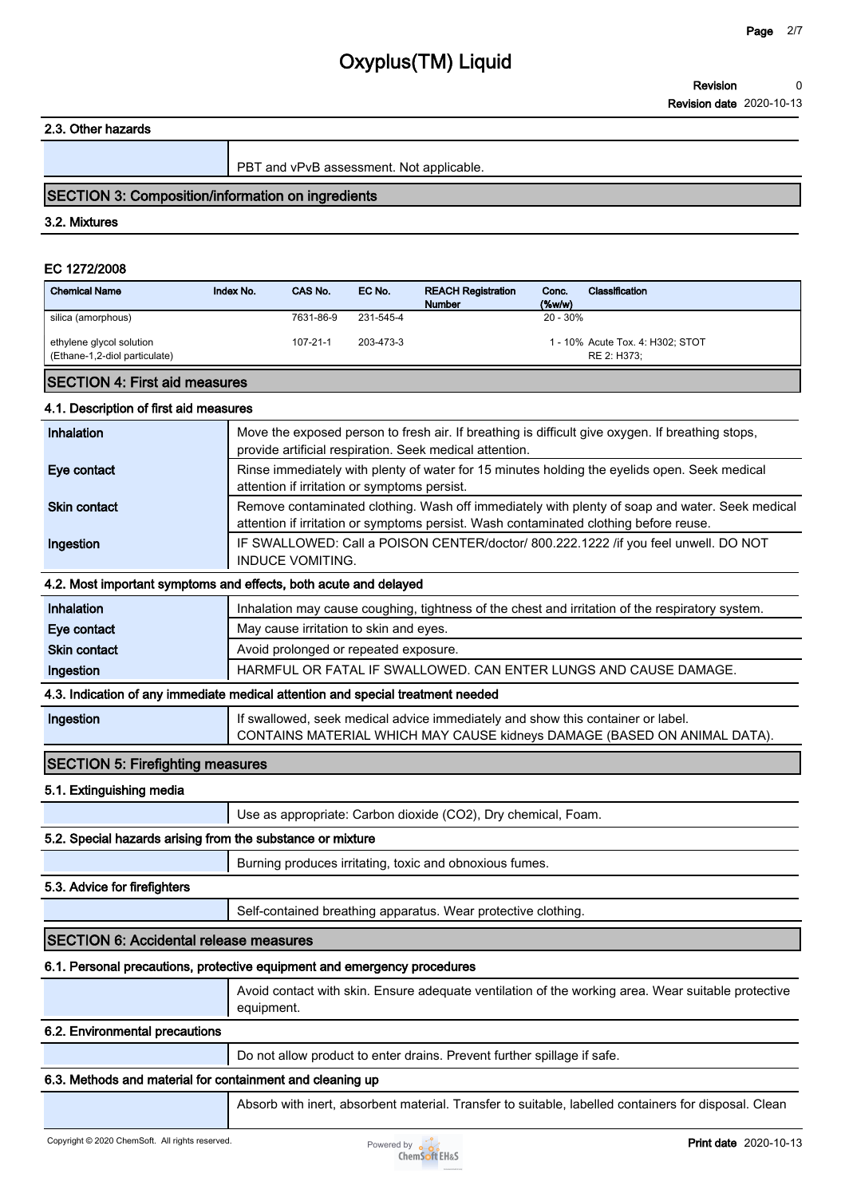### 2.3. Other hazards

| | |
|---|---|
| | PBT and vPvB assessment. Not applicable. |

## SECTION 3: Composition/information on ingredients

### 3.2. Mixtures

**EC 1272/2008**

| Chemical Name | Index No. | CAS No. | EC No. | REACH Registration Number | Conc. (%w/w) | Classification |
|---|---|---|---|---|---|---|
| silica (amorphous) | | 7631-86-9 | 231-545-4 | | 20 - 30% | |
| ethylene glycol solution (Ethane-1,2-diol particulate) | | 107-21-1 | 203-473-3 | | 1 - 10% | Acute Tox. 4: H302; STOT RE 2: H373; |

## SECTION 4: First aid measures

### 4.1. Description of first aid measures

| | |
|---|---|
| **Inhalation** | Move the exposed person to fresh air. If breathing is difficult give oxygen. If breathing stops, provide artificial respiration. Seek medical attention. |
| **Eye contact** | Rinse immediately with plenty of water for 15 minutes holding the eyelids open. Seek medical attention if irritation or symptoms persist. |
| **Skin contact** | Remove contaminated clothing. Wash off immediately with plenty of soap and water. Seek medical attention if irritation or symptoms persist. Wash contaminated clothing before reuse. |
| **Ingestion** | IF SWALLOWED: Call a POISON CENTER/doctor/ 800.222.1222 /if you feel unwell. DO NOT INDUCE VOMITING. |

### 4.2. Most important symptoms and effects, both acute and delayed

| | |
|---|---|
| **Inhalation** | Inhalation may cause coughing, tightness of the chest and irritation of the respiratory system. |
| **Eye contact** | May cause irritation to skin and eyes. |
| **Skin contact** | Avoid prolonged or repeated exposure. |
| **Ingestion** | HARMFUL OR FATAL IF SWALLOWED. CAN ENTER LUNGS AND CAUSE DAMAGE. |

### 4.3. Indication of any immediate medical attention and special treatment needed

| | |
|---|---|
| **Ingestion** | If swallowed, seek medical advice immediately and show this container or label. CONTAINS MATERIAL WHICH MAY CAUSE kidneys DAMAGE (BASED ON ANIMAL DATA). |

## SECTION 5: Firefighting measures

### 5.1. Extinguishing media

| | |
|---|---|
| | Use as appropriate: Carbon dioxide (CO2), Dry chemical, Foam. |

### 5.2. Special hazards arising from the substance or mixture

| | |
|---|---|
| | Burning produces irritating, toxic and obnoxious fumes. |

### 5.3. Advice for firefighters

| | |
|---|---|
| | Self-contained breathing apparatus. Wear protective clothing. |

## SECTION 6: Accidental release measures

### 6.1. Personal precautions, protective equipment and emergency procedures

| | |
|---|---|
| | Avoid contact with skin. Ensure adequate ventilation of the working area. Wear suitable protective equipment. |

### 6.2. Environmental precautions

| | |
|---|---|
| | Do not allow product to enter drains. Prevent further spillage if safe. |

### 6.3. Methods and material for containment and cleaning up

| | |
|---|---|
| | Absorb with inert, absorbent material. Transfer to suitable, labelled containers for disposal. Clean |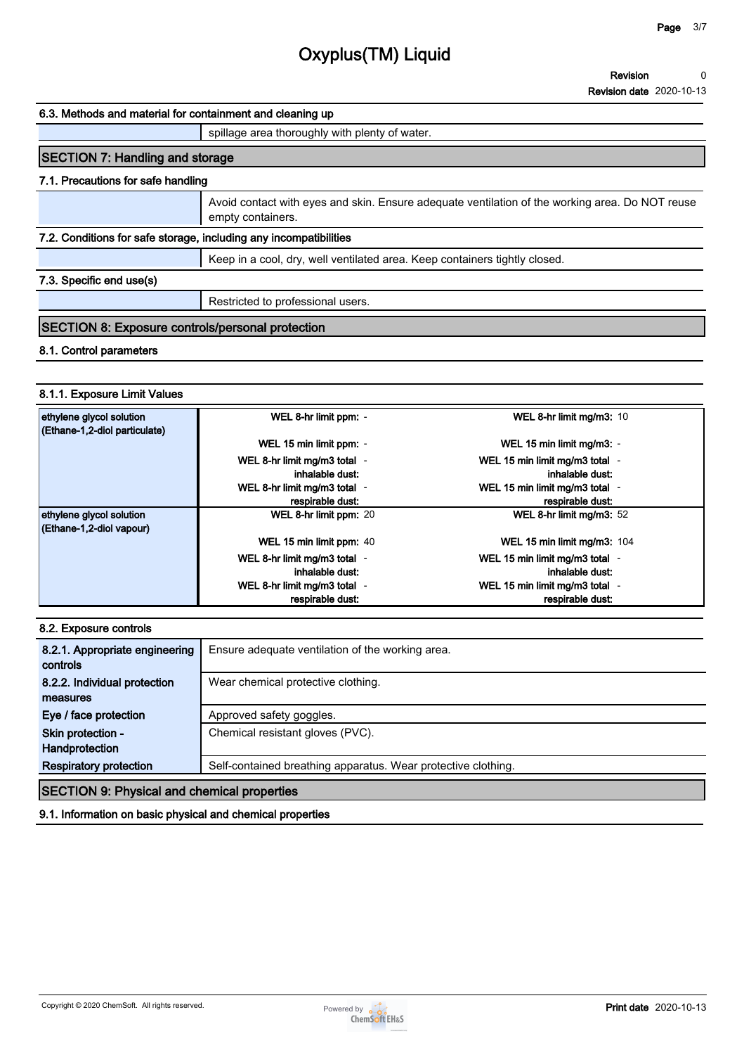### 6.3. Methods and material for containment and cleaning up

| | |
|---|---|
| | spillage area thoroughly with plenty of water. |

## SECTION 7: Handling and storage

### 7.1. Precautions for safe handling

| | |
|---|---|
| | Avoid contact with eyes and skin. Ensure adequate ventilation of the working area. Do NOT reuse empty containers. |

### 7.2. Conditions for safe storage, including any incompatibilities

| | |
|---|---|
| | Keep in a cool, dry, well ventilated area. Keep containers tightly closed. |

### 7.3. Specific end use(s)

| | |
|---|---|
| | Restricted to professional users. |

## SECTION 8: Exposure controls/personal protection

### 8.1. Control parameters

#### 8.1.1. Exposure Limit Values

| | | |
|---|---|---|
| **ethylene glycol solution (Ethane-1,2-diol particulate)** | **WEL 8-hr limit ppm:** - | **WEL 8-hr limit mg/m3:** 10 |
| | **WEL 15 min limit ppm:** - | **WEL 15 min limit mg/m3:** - |
| | **WEL 8-hr limit mg/m3 total inhalable dust:** - | **WEL 15 min limit mg/m3 total inhalable dust:** - |
| | **WEL 8-hr limit mg/m3 total respirable dust:** - | **WEL 15 min limit mg/m3 total respirable dust:** - |
| **ethylene glycol solution (Ethane-1,2-diol vapour)** | **WEL 8-hr limit ppm:** 20 | **WEL 8-hr limit mg/m3:** 52 |
| | **WEL 15 min limit ppm:** 40 | **WEL 15 min limit mg/m3:** 104 |
| | **WEL 8-hr limit mg/m3 total inhalable dust:** - | **WEL 15 min limit mg/m3 total inhalable dust:** - |
| | **WEL 8-hr limit mg/m3 total respirable dust:** - | **WEL 15 min limit mg/m3 total respirable dust:** - |

### 8.2. Exposure controls

| | |
|---|---|
| **8.2.1. Appropriate engineering controls** | Ensure adequate ventilation of the working area. |
| **8.2.2. Individual protection measures** | Wear chemical protective clothing. |
| **Eye / face protection** | Approved safety goggles. |
| **Skin protection - Handprotection** | Chemical resistant gloves (PVC). |
| **Respiratory protection** | Self-contained breathing apparatus. Wear protective clothing. |

## SECTION 9: Physical and chemical properties

### 9.1. Information on basic physical and chemical properties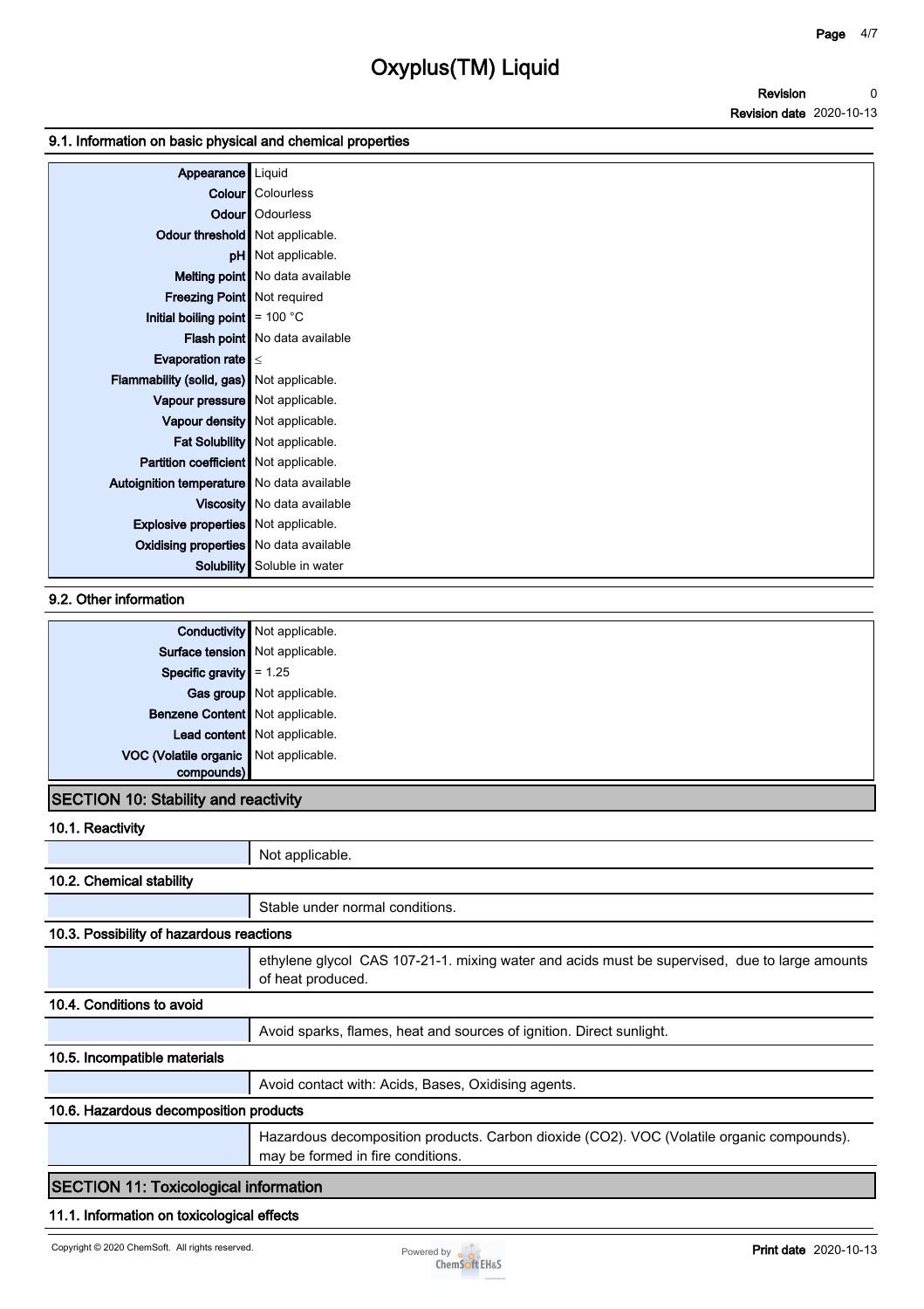### 9.1. Information on basic physical and chemical properties

| | |
|---|---|
| **Appearance** | Liquid |
| **Colour** | Colourless |
| **Odour** | Odourless |
| **Odour threshold** | Not applicable. |
| **pH** | Not applicable. |
| **Melting point** | No data available |
| **Freezing Point** | Not required |
| **Initial boiling point** | = 100 °C |
| **Flash point** | No data available |
| **Evaporation rate** | ≤ |
| **Flammability (solid, gas)** | Not applicable. |
| **Vapour pressure** | Not applicable. |
| **Vapour density** | Not applicable. |
| **Fat Solubility** | Not applicable. |
| **Partition coefficient** | Not applicable. |
| **Autoignition temperature** | No data available |
| **Viscosity** | No data available |
| **Explosive properties** | Not applicable. |
| **Oxidising properties** | No data available |
| **Solubility** | Soluble in water |

### 9.2. Other information

| | |
|---|---|
| **Conductivity** | Not applicable. |
| **Surface tension** | Not applicable. |
| **Specific gravity** | = 1.25 |
| **Gas group** | Not applicable. |
| **Benzene Content** | Not applicable. |
| **Lead content** | Not applicable. |
| **VOC (Volatile organic compounds)** | Not applicable. |

## SECTION 10: Stability and reactivity

### 10.1. Reactivity

Not applicable.

### 10.2. Chemical stability

Stable under normal conditions.

### 10.3. Possibility of hazardous reactions

ethylene glycol CAS 107-21-1. mixing water and acids must be supervised, due to large amounts of heat produced.

### 10.4. Conditions to avoid

Avoid sparks, flames, heat and sources of ignition. Direct sunlight.

### 10.5. Incompatible materials

Avoid contact with: Acids, Bases, Oxidising agents.

### 10.6. Hazardous decomposition products

Hazardous decomposition products. Carbon dioxide ($CO_2$). VOC (Volatile organic compounds). may be formed in fire conditions.

## SECTION 11: Toxicological information

### 11.1. Information on toxicological effects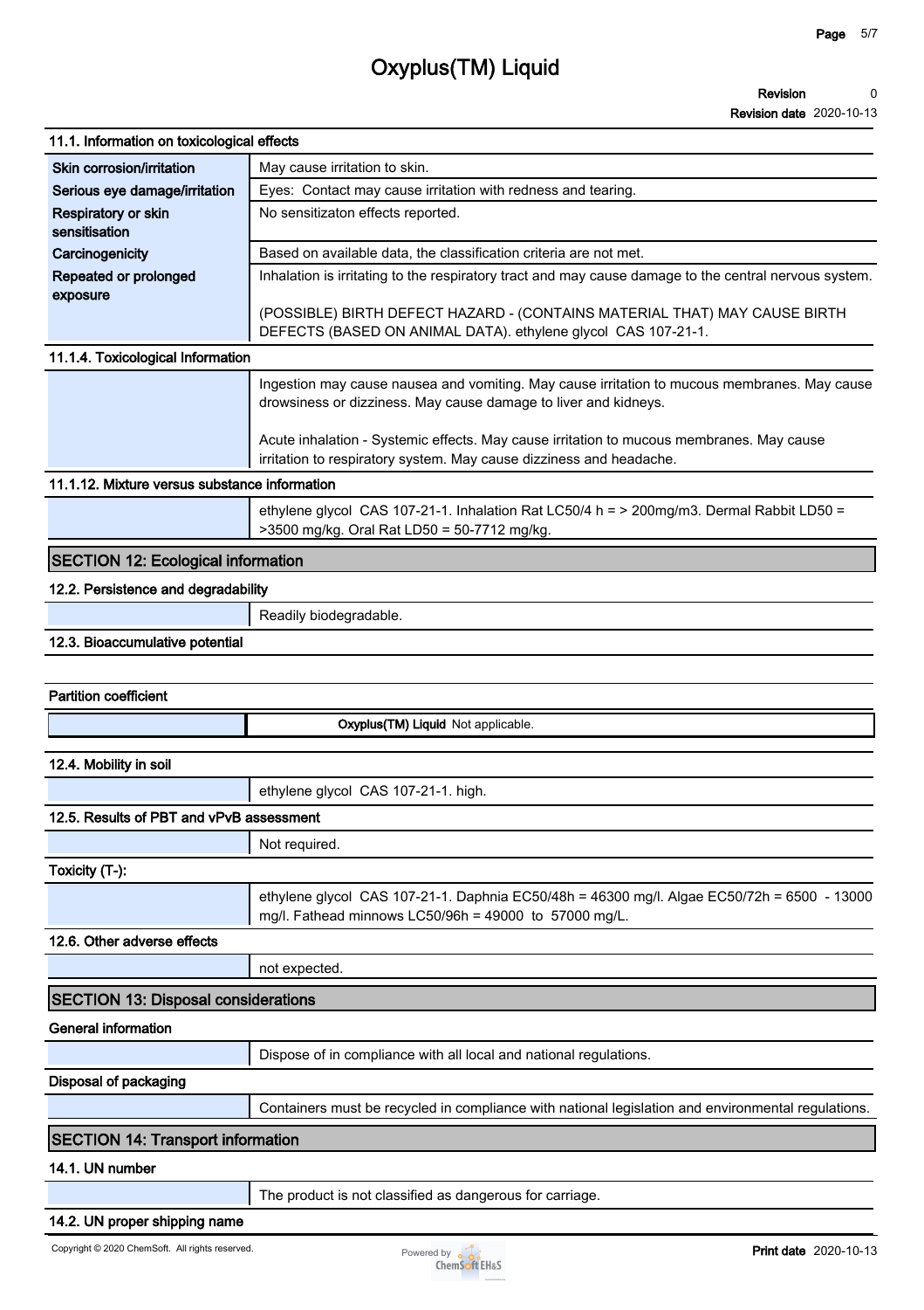### 11.1. Information on toxicological effects

| | |
|---|---|
| **Skin corrosion/irritation** | May cause irritation to skin. |
| **Serious eye damage/irritation** | Eyes: Contact may cause irritation with redness and tearing. |
| **Respiratory or skin sensitisation** | No sensitizaton effects reported. |
| **Carcinogenicity** | Based on available data, the classification criteria are not met. |
| **Repeated or prolonged exposure** | Inhalation is irritating to the respiratory tract and may cause damage to the central nervous system.<br><br>(POSSIBLE) BIRTH DEFECT HAZARD - (CONTAINS MATERIAL THAT) MAY CAUSE BIRTH DEFECTS (BASED ON ANIMAL DATA). ethylene glycol CAS 107-21-1. |

### 11.1.4. Toxicological Information

Ingestion may cause nausea and vomiting. May cause irritation to mucous membranes. May cause drowsiness or dizziness. May cause damage to liver and kidneys.

Acute inhalation - Systemic effects. May cause irritation to mucous membranes. May cause irritation to respiratory system. May cause dizziness and headache.

### 11.1.12. Mixture versus substance information

ethylene glycol CAS 107-21-1. Inhalation Rat LC50/4 h = > 200mg/m3. Dermal Rabbit LD50 = >3500 mg/kg. Oral Rat LD50 = 50-7712 mg/kg.

## SECTION 12: Ecological information

### 12.2. Persistence and degradability

Readily biodegradable.

### 12.3. Bioaccumulative potential

### Partition coefficient

**Oxyplus(TM) Liquid** Not applicable.

### 12.4. Mobility in soil

ethylene glycol CAS 107-21-1. high.

### 12.5. Results of PBT and vPvB assessment

Not required.

### Toxicity (T-):

ethylene glycol CAS 107-21-1. Daphnia EC50/48h = 46300 mg/l. Algae EC50/72h = 6500 - 13000 mg/l. Fathead minnows LC50/96h = 49000 to 57000 mg/L.

### 12.6. Other adverse effects

not expected.

## SECTION 13: Disposal considerations

### General information

Dispose of in compliance with all local and national regulations.

### Disposal of packaging

Containers must be recycled in compliance with national legislation and environmental regulations.

## SECTION 14: Transport information

### 14.1. UN number

The product is not classified as dangerous for carriage.

### 14.2. UN proper shipping name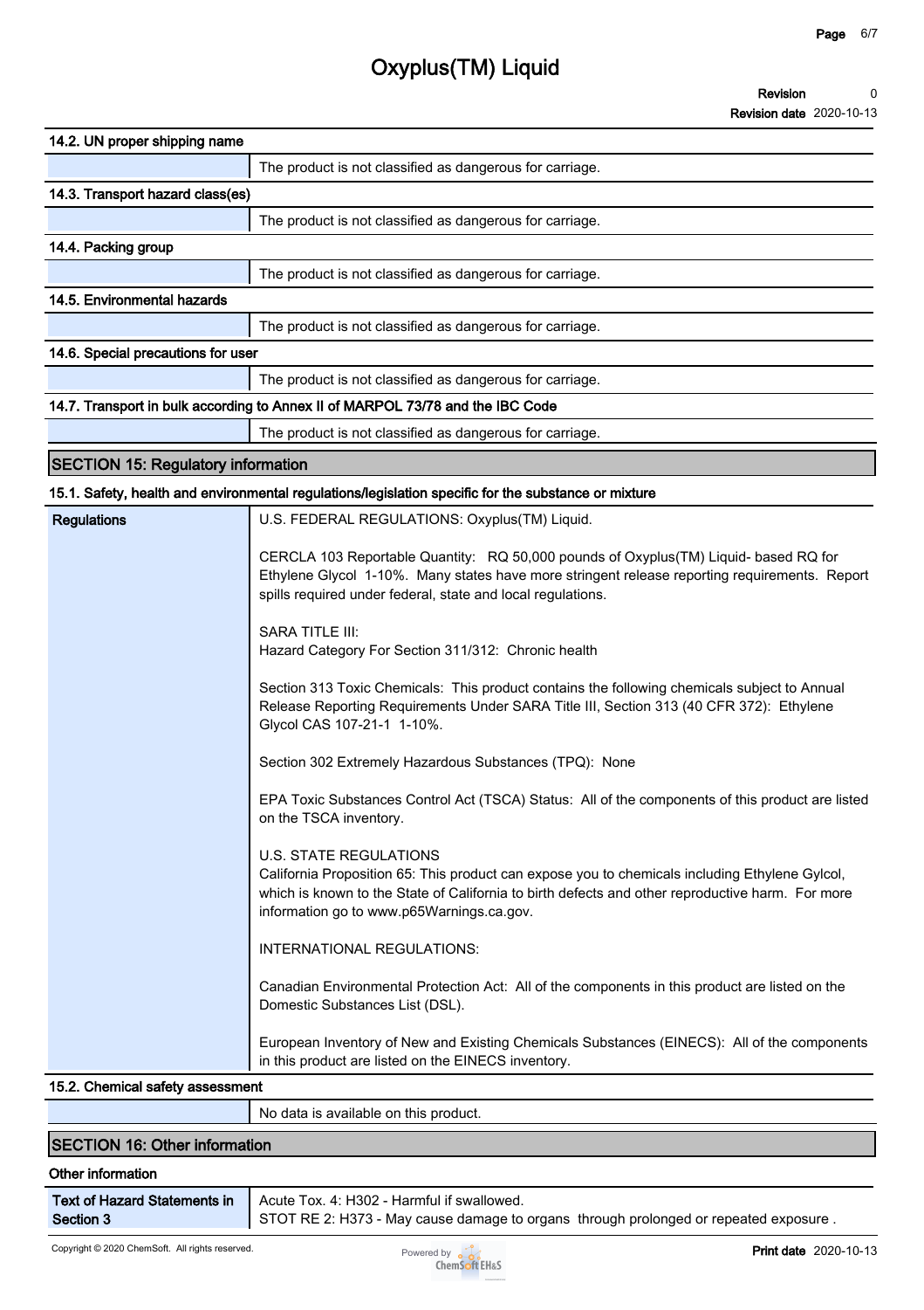### 14.2. UN proper shipping name

| | |
|---|---|
| | The product is not classified as dangerous for carriage. |

### 14.3. Transport hazard class(es)

| | |
|---|---|
| | The product is not classified as dangerous for carriage. |

### 14.4. Packing group

| | |
|---|---|
| | The product is not classified as dangerous for carriage. |

### 14.5. Environmental hazards

| | |
|---|---|
| | The product is not classified as dangerous for carriage. |

### 14.6. Special precautions for user

| | |
|---|---|
| | The product is not classified as dangerous for carriage. |

### 14.7. Transport in bulk according to Annex II of MARPOL 73/78 and the IBC Code

| | |
|---|---|
| | The product is not classified as dangerous for carriage. |

## SECTION 15: Regulatory information

### 15.1. Safety, health and environmental regulations/legislation specific for the substance or mixture

| | |
|---|---|
| **Regulations** | U.S. FEDERAL REGULATIONS: Oxyplus(TM) Liquid.<br><br>CERCLA 103 Reportable Quantity: RQ 50,000 pounds of Oxyplus(TM) Liquid- based RQ for Ethylene Glycol 1-10%. Many states have more stringent release reporting requirements. Report spills required under federal, state and local regulations.<br><br>SARA TITLE III:<br>Hazard Category For Section 311/312: Chronic health<br><br>Section 313 Toxic Chemicals: This product contains the following chemicals subject to Annual Release Reporting Requirements Under SARA Title III, Section 313 (40 CFR 372): Ethylene Glycol CAS 107-21-1 1-10%.<br><br>Section 302 Extremely Hazardous Substances (TPQ): None<br><br>EPA Toxic Substances Control Act (TSCA) Status: All of the components of this product are listed on the TSCA inventory.<br><br>U.S. STATE REGULATIONS<br>California Proposition 65: This product can expose you to chemicals including Ethylene Gylcol, which is known to the State of California to birth defects and other reproductive harm. For more information go to www.p65Warnings.ca.gov.<br><br>INTERNATIONAL REGULATIONS:<br><br>Canadian Environmental Protection Act: All of the components in this product are listed on the Domestic Substances List (DSL).<br><br>European Inventory of New and Existing Chemicals Substances (EINECS): All of the components in this product are listed on the EINECS inventory. |

### 15.2. Chemical safety assessment

| | |
|---|---|
| | No data is available on this product. |

## SECTION 16: Other information

### Other information

| | |
|---|---|
| **Text of Hazard Statements in Section 3** | Acute Tox. 4: H302 - Harmful if swallowed.<br>STOT RE 2: H373 - May cause damage to organs through prolonged or repeated exposure . |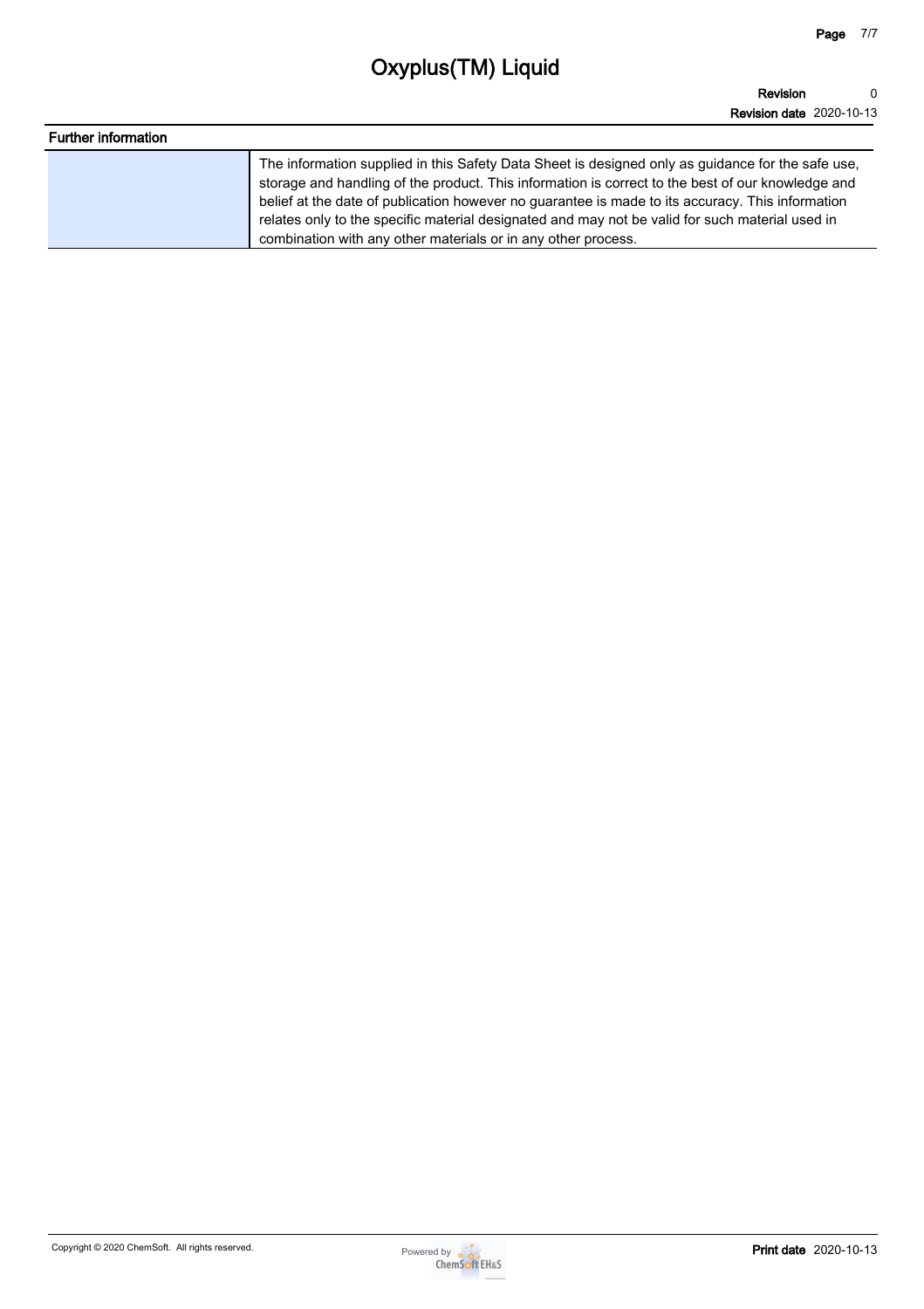## Further information

| | |
|---|---|
| | The information supplied in this Safety Data Sheet is designed only as guidance for the safe use, storage and handling of the product. This information is correct to the best of our knowledge and belief at the date of publication however no guarantee is made to its accuracy. This information relates only to the specific material designated and may not be valid for such material used in combination with any other materials or in any other process. |